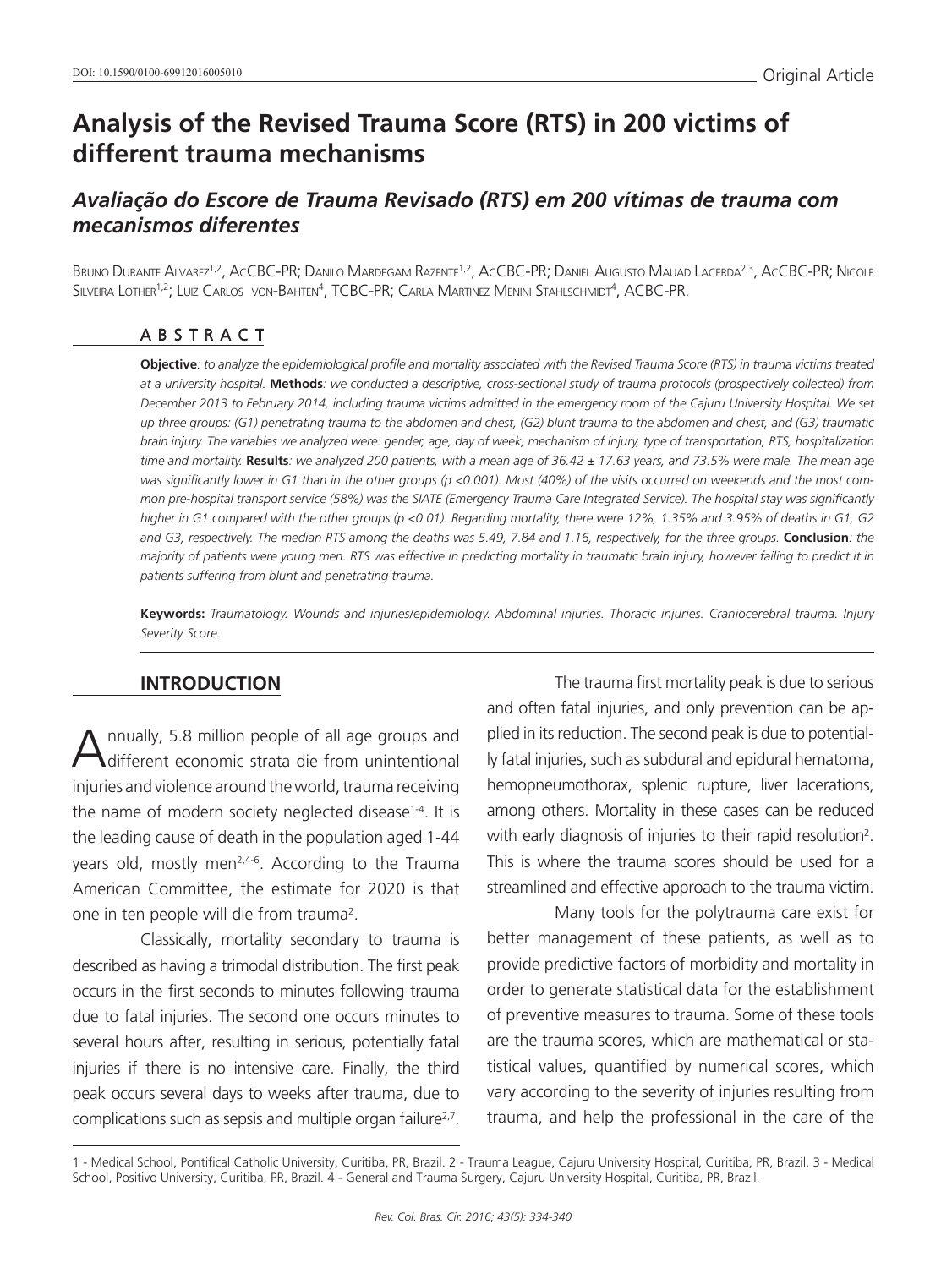DOI: 10.1590/0100-69912016005010

Original Article

# Analysis of the Revised Trauma Score (RTS) in 200 victims of different trauma mechanisms

## *Avaliação do Escore de Trauma Revisado (RTS) em 200 vítimas de trauma com mecanismos diferentes*

Bruno Durante Alvarez[1,2], AcCBC-PR; Danilo Mardegam Razente[1,2], AcCBC-PR; Daniel Augusto Mauad Lacerda[2,3], AcCBC-PR; Nicole Silveira Lother[1,2]; Luiz Carlos von-Bahten[4], TCBC-PR; Carla Martinez Menini Stahlschmidt[4], ACBC-PR.

### ABSTRACT

**Objective***: to analyze the epidemiological profile and mortality associated with the Revised Trauma Score (RTS) in trauma victims treated at a university hospital.* **Methods***: we conducted a descriptive, cross-sectional study of trauma protocols (prospectively collected) from December 2013 to February 2014, including trauma victims admitted in the emergency room of the Cajuru University Hospital. We set up three groups: (G1) penetrating trauma to the abdomen and chest, (G2) blunt trauma to the abdomen and chest, and (G3) traumatic brain injury. The variables we analyzed were: gender, age, day of week, mechanism of injury, type of transportation, RTS, hospitalization time and mortality.* **Results***: we analyzed 200 patients, with a mean age of 36.42 ± 17.63 years, and 73.5% were male. The mean age was significantly lower in G1 than in the other groups (p <0.001). Most (40%) of the visits occurred on weekends and the most common pre-hospital transport service (58%) was the SIATE (Emergency Trauma Care Integrated Service). The hospital stay was significantly higher in G1 compared with the other groups (p <0.01). Regarding mortality, there were 12%, 1.35% and 3.95% of deaths in G1, G2 and G3, respectively. The median RTS among the deaths was 5.49, 7.84 and 1.16, respectively, for the three groups.* **Conclusion***: the majority of patients were young men. RTS was effective in predicting mortality in traumatic brain injury, however failing to predict it in patients suffering from blunt and penetrating trauma.*

**Keywords:** *Traumatology. Wounds and injuries/epidemiology. Abdominal injuries. Thoracic injuries. Craniocerebral trauma. Injury Severity Score.*

## INTRODUCTION

Annually, 5.8 million people of all age groups and different economic strata die from unintentional injuries and violence around the world, trauma receiving the name of modern society neglected disease[1-4]. It is the leading cause of death in the population aged 1-44 years old, mostly men[2,4-6]. According to the Trauma American Committee, the estimate for 2020 is that one in ten people will die from trauma[2].

Classically, mortality secondary to trauma is described as having a trimodal distribution. The first peak occurs in the first seconds to minutes following trauma due to fatal injuries. The second one occurs minutes to several hours after, resulting in serious, potentially fatal injuries if there is no intensive care. Finally, the third peak occurs several days to weeks after trauma, due to complications such as sepsis and multiple organ failure[2,7].

The trauma first mortality peak is due to serious and often fatal injuries, and only prevention can be applied in its reduction. The second peak is due to potentially fatal injuries, such as subdural and epidural hematoma, hemopneumothorax, splenic rupture, liver lacerations, among others. Mortality in these cases can be reduced with early diagnosis of injuries to their rapid resolution[2]. This is where the trauma scores should be used for a streamlined and effective approach to the trauma victim.

Many tools for the polytrauma care exist for better management of these patients, as well as to provide predictive factors of morbidity and mortality in order to generate statistical data for the establishment of preventive measures to trauma. Some of these tools are the trauma scores, which are mathematical or statistical values, quantified by numerical scores, which vary according to the severity of injuries resulting from trauma, and help the professional in the care of the

1 - Medical School, Pontifical Catholic University, Curitiba, PR, Brazil. 2 - Trauma League, Cajuru University Hospital, Curitiba, PR, Brazil. 3 - Medical School, Positivo University, Curitiba, PR, Brazil. 4 - General and Trauma Surgery, Cajuru University Hospital, Curitiba, PR, Brazil.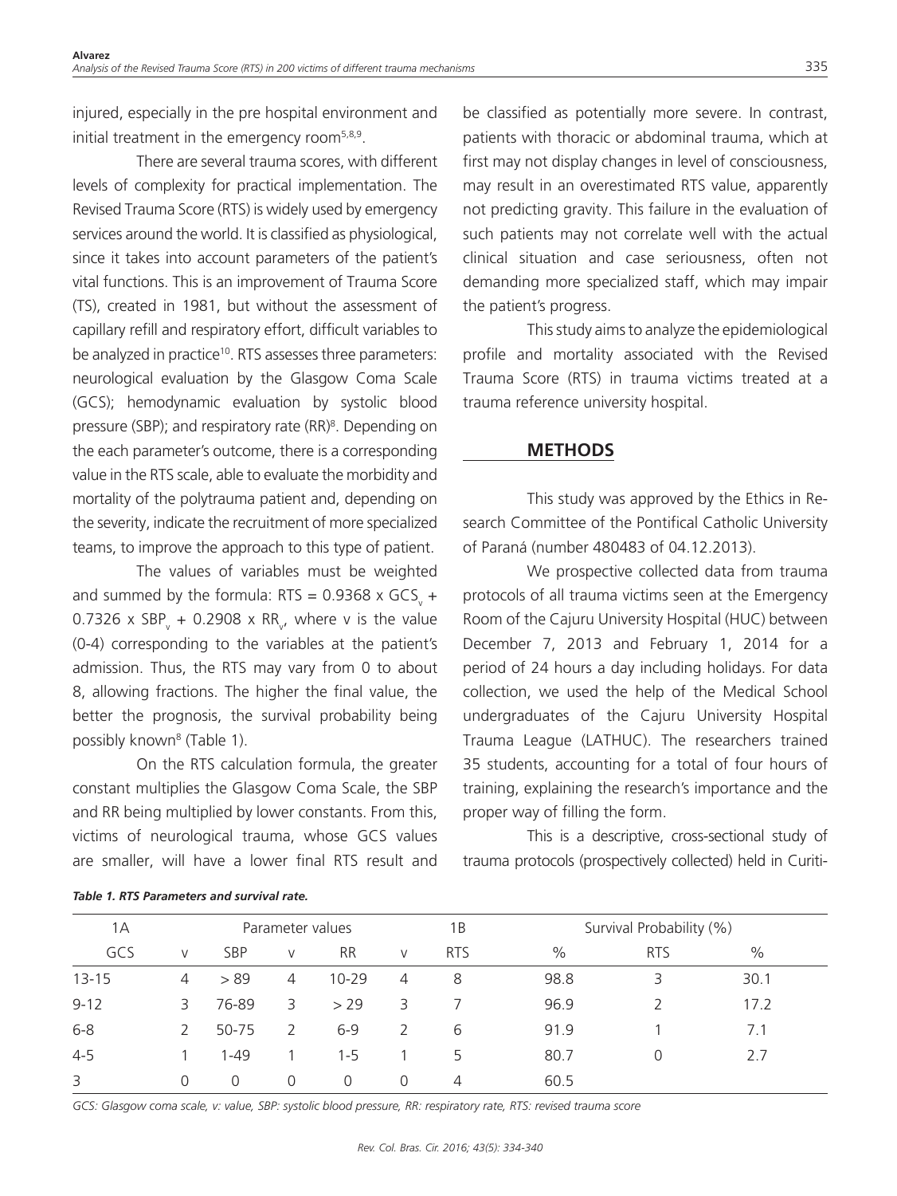injured, especially in the pre hospital environment and initial treatment in the emergency room[5,8,9].

There are several trauma scores, with different levels of complexity for practical implementation. The Revised Trauma Score (RTS) is widely used by emergency services around the world. It is classified as physiological, since it takes into account parameters of the patient's vital functions. This is an improvement of Trauma Score (TS), created in 1981, but without the assessment of capillary refill and respiratory effort, difficult variables to be analyzed in practice[10]. RTS assesses three parameters: neurological evaluation by the Glasgow Coma Scale (GCS); hemodynamic evaluation by systolic blood pressure (SBP); and respiratory rate (RR)[8]. Depending on the each parameter's outcome, there is a corresponding value in the RTS scale, able to evaluate the morbidity and mortality of the polytrauma patient and, depending on the severity, indicate the recruitment of more specialized teams, to improve the approach to this type of patient.

The values of variables must be weighted and summed by the formula: $RTS = 0.9368 \times GCS_v + 0.7326 \times SBP_v + 0.2908 \times RR_v$, where v is the value (0-4) corresponding to the variables at the patient's admission. Thus, the RTS may vary from 0 to about 8, allowing fractions. The higher the final value, the better the prognosis, the survival probability being possibly known[8] (Table 1).

On the RTS calculation formula, the greater constant multiplies the Glasgow Coma Scale, the SBP and RR being multiplied by lower constants. From this, victims of neurological trauma, whose GCS values are smaller, will have a lower final RTS result and be classified as potentially more severe. In contrast, patients with thoracic or abdominal trauma, which at first may not display changes in level of consciousness, may result in an overestimated RTS value, apparently not predicting gravity. This failure in the evaluation of such patients may not correlate well with the actual clinical situation and case seriousness, often not demanding more specialized staff, which may impair the patient's progress.

This study aims to analyze the epidemiological profile and mortality associated with the Revised Trauma Score (RTS) in trauma victims treated at a trauma reference university hospital.

## METHODS

This study was approved by the Ethics in Research Committee of the Pontifical Catholic University of Paraná (number 480483 of 04.12.2013).

We prospective collected data from trauma protocols of all trauma victims seen at the Emergency Room of the Cajuru University Hospital (HUC) between December 7, 2013 and February 1, 2014 for a period of 24 hours a day including holidays. For data collection, we used the help of the Medical School undergraduates of the Cajuru University Hospital Trauma League (LATHUC). The researchers trained 35 students, accounting for a total of four hours of training, explaining the research's importance and the proper way of filling the form.

This is a descriptive, cross-sectional study of trauma protocols (prospectively collected) held in Curiti-

***Table 1. RTS Parameters and survival rate.***

| 1A | Parameter values | | | | | 1B | Survival Probability (%) | | |
|---|---|---|---|---|---|---|---|---|---|
| GCS | v | SBP | v | RR | v | RTS | % | RTS | % |
| 13-15 | 4 | > 89 | 4 | 10-29 | 4 | 8 | 98.8 | 3 | 30.1 |
| 9-12 | 3 | 76-89 | 3 | > 29 | 3 | 7 | 96.9 | 2 | 17.2 |
| 6-8 | 2 | 50-75 | 2 | 6-9 | 2 | 6 | 91.9 | 1 | 7.1 |
| 4-5 | 1 | 1-49 | 1 | 1-5 | 1 | 5 | 80.7 | 0 | 2.7 |
| 3 | 0 | 0 | 0 | 0 | 0 | 4 | 60.5 | | |

*GCS: Glasgow coma scale, v: value, SBP: systolic blood pressure, RR: respiratory rate, RTS: revised trauma score*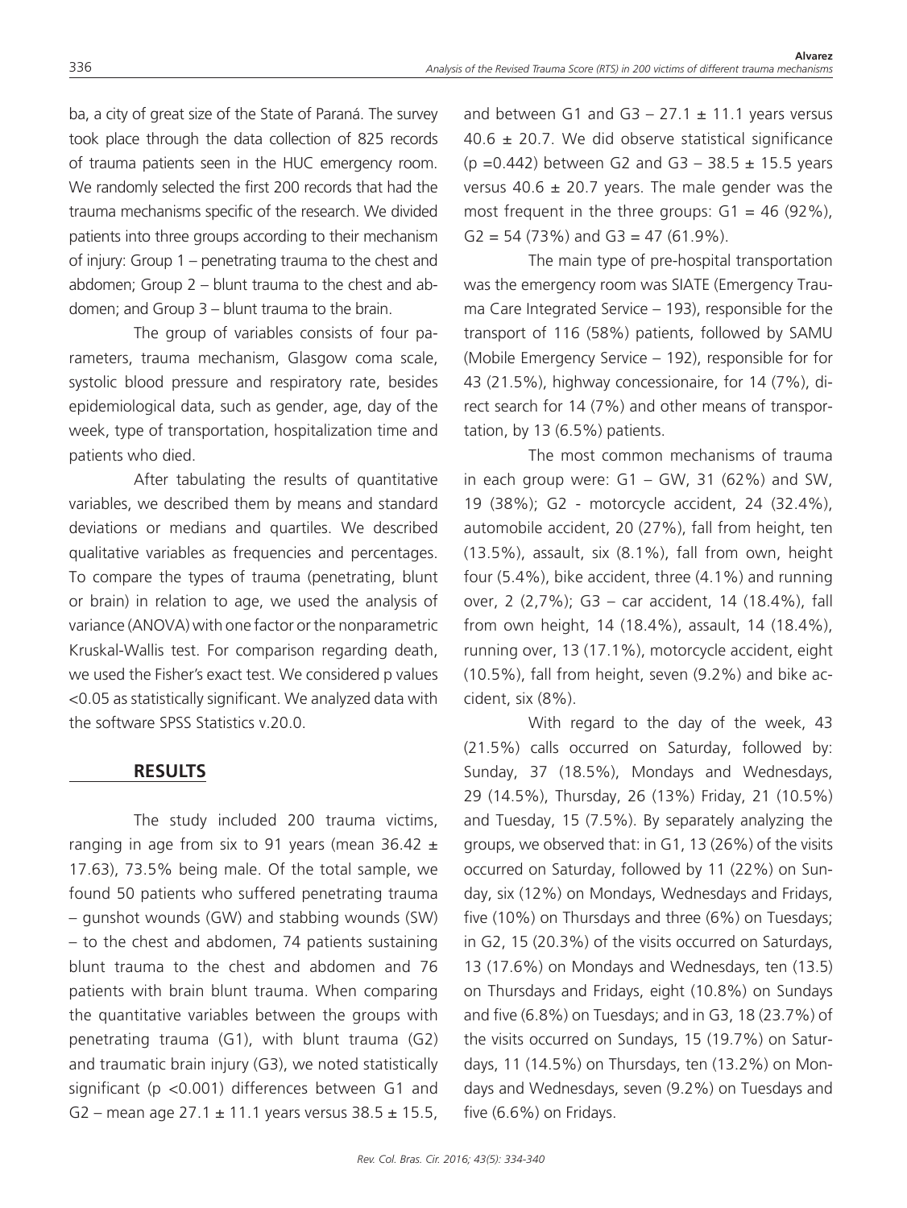ba, a city of great size of the State of Paraná. The survey took place through the data collection of 825 records of trauma patients seen in the HUC emergency room. We randomly selected the first 200 records that had the trauma mechanisms specific of the research. We divided patients into three groups according to their mechanism of injury: Group 1 – penetrating trauma to the chest and abdomen; Group 2 – blunt trauma to the chest and abdomen; and Group 3 – blunt trauma to the brain.

The group of variables consists of four parameters, trauma mechanism, Glasgow coma scale, systolic blood pressure and respiratory rate, besides epidemiological data, such as gender, age, day of the week, type of transportation, hospitalization time and patients who died.

After tabulating the results of quantitative variables, we described them by means and standard deviations or medians and quartiles. We described qualitative variables as frequencies and percentages. To compare the types of trauma (penetrating, blunt or brain) in relation to age, we used the analysis of variance (ANOVA) with one factor or the nonparametric Kruskal-Wallis test. For comparison regarding death, we used the Fisher's exact test. We considered p values <0.05 as statistically significant. We analyzed data with the software SPSS Statistics v.20.0.

## RESULTS

The study included 200 trauma victims, ranging in age from six to 91 years (mean 36.42 ± 17.63), 73.5% being male. Of the total sample, we found 50 patients who suffered penetrating trauma – gunshot wounds (GW) and stabbing wounds (SW) – to the chest and abdomen, 74 patients sustaining blunt trauma to the chest and abdomen and 76 patients with brain blunt trauma. When comparing the quantitative variables between the groups with penetrating trauma (G1), with blunt trauma (G2) and traumatic brain injury (G3), we noted statistically significant (p <0.001) differences between G1 and G2 – mean age 27.1 ± 11.1 years versus 38.5 ± 15.5, and between G1 and G3 – 27.1 ± 11.1 years versus 40.6 ± 20.7. We did observe statistical significance (p =0.442) between G2 and G3 – 38.5 ± 15.5 years versus 40.6 ± 20.7 years. The male gender was the most frequent in the three groups: G1 = 46 (92%), G2 = 54 (73%) and G3 = 47 (61.9%).

The main type of pre-hospital transportation was the emergency room was SIATE (Emergency Trauma Care Integrated Service – 193), responsible for the transport of 116 (58%) patients, followed by SAMU (Mobile Emergency Service – 192), responsible for for 43 (21.5%), highway concessionaire, for 14 (7%), direct search for 14 (7%) and other means of transportation, by 13 (6.5%) patients.

The most common mechanisms of trauma in each group were: G1 – GW, 31 (62%) and SW, 19 (38%); G2 - motorcycle accident, 24 (32.4%), automobile accident, 20 (27%), fall from height, ten (13.5%), assault, six (8.1%), fall from own, height four (5.4%), bike accident, three (4.1%) and running over, 2 (2,7%); G3 – car accident, 14 (18.4%), fall from own height, 14 (18.4%), assault, 14 (18.4%), running over, 13 (17.1%), motorcycle accident, eight (10.5%), fall from height, seven (9.2%) and bike accident, six (8%).

With regard to the day of the week, 43 (21.5%) calls occurred on Saturday, followed by: Sunday, 37 (18.5%), Mondays and Wednesdays, 29 (14.5%), Thursday, 26 (13%) Friday, 21 (10.5%) and Tuesday, 15 (7.5%). By separately analyzing the groups, we observed that: in G1, 13 (26%) of the visits occurred on Saturday, followed by 11 (22%) on Sunday, six (12%) on Mondays, Wednesdays and Fridays, five (10%) on Thursdays and three (6%) on Tuesdays; in G2, 15 (20.3%) of the visits occurred on Saturdays, 13 (17.6%) on Mondays and Wednesdays, ten (13.5) on Thursdays and Fridays, eight (10.8%) on Sundays and five (6.8%) on Tuesdays; and in G3, 18 (23.7%) of the visits occurred on Sundays, 15 (19.7%) on Saturdays, 11 (14.5%) on Thursdays, ten (13.2%) on Mondays and Wednesdays, seven (9.2%) on Tuesdays and five (6.6%) on Fridays.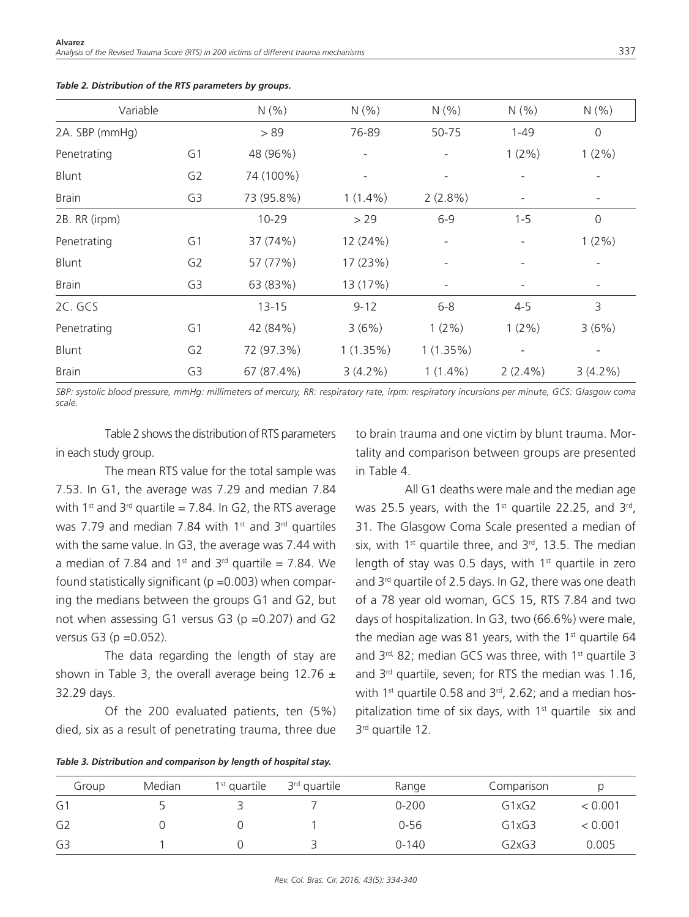*Table 2. Distribution of the RTS parameters by groups.*

| Variable | | N (%) | N (%) | N (%) | N (%) | N (%) |
|---|---|---|---|---|---|---|
| 2A. SBP (mmHg) | | > 89 | 76-89 | 50-75 | 1-49 | 0 |
| Penetrating | G1 | 48 (96%) | - | - | 1 (2%) | 1 (2%) |
| Blunt | G2 | 74 (100%) | - | - | - | - |
| Brain | G3 | 73 (95.8%) | 1 (1.4%) | 2 (2.8%) | - | - |
| 2B. RR (irpm) | | 10-29 | > 29 | 6-9 | 1-5 | 0 |
| Penetrating | G1 | 37 (74%) | 12 (24%) | - | - | 1 (2%) |
| Blunt | G2 | 57 (77%) | 17 (23%) | - | - | - |
| Brain | G3 | 63 (83%) | 13 (17%) | - | - | - |
| 2C. GCS | | 13-15 | 9-12 | 6-8 | 4-5 | 3 |
| Penetrating | G1 | 42 (84%) | 3 (6%) | 1 (2%) | 1 (2%) | 3 (6%) |
| Blunt | G2 | 72 (97.3%) | 1 (1.35%) | 1 (1.35%) | - | - |
| Brain | G3 | 67 (87.4%) | 3 (4.2%) | 1 (1.4%) | 2 (2.4%) | 3 (4.2%) |

*SBP: systolic blood pressure, mmHg: millimeters of mercury, RR: respiratory rate, irpm: respiratory incursions per minute, GCS: Glasgow coma scale.*

Table 2 shows the distribution of RTS parameters in each study group.

The mean RTS value for the total sample was 7.53. In G1, the average was 7.29 and median 7.84 with 1st and 3rd quartile = 7.84. In G2, the RTS average was 7.79 and median 7.84 with 1st and 3rd quartiles with the same value. In G3, the average was 7.44 with a median of 7.84 and 1st and 3rd quartile = 7.84. We found statistically significant ($p = 0.003$) when comparing the medians between the groups G1 and G2, but not when assessing G1 versus G3 ($p = 0.207$) and G2 versus G3 ($p = 0.052$).

The data regarding the length of stay are shown in Table 3, the overall average being 12.76 ± 32.29 days.

Of the 200 evaluated patients, ten (5%) died, six as a result of penetrating trauma, three due to brain trauma and one victim by blunt trauma. Mortality and comparison between groups are presented in Table 4.

All G1 deaths were male and the median age was 25.5 years, with the 1st quartile 22.25, and 3rd, 31. The Glasgow Coma Scale presented a median of six, with 1st quartile three, and 3rd, 13.5. The median length of stay was 0.5 days, with 1st quartile in zero and 3rd quartile of 2.5 days. In G2, there was one death of a 78 year old woman, GCS 15, RTS 7.84 and two days of hospitalization. In G3, two (66.6%) were male, the median age was 81 years, with the 1st quartile 64 and 3rd, 82; median GCS was three, with 1st quartile 3 and 3rd quartile, seven; for RTS the median was 1.16, with 1st quartile 0.58 and 3rd, 2.62; and a median hospitalization time of six days, with 1st quartile six and 3rd quartile 12.

*Table 3. Distribution and comparison by length of hospital stay.*

| Group | Median | 1st quartile | 3rd quartile | Range | Comparison | p |
|---|---|---|---|---|---|---|
| G1 | 5 | 3 | 7 | 0-200 | G1xG2 | < 0.001 |
| G2 | 0 | 0 | 1 | 0-56 | G1xG3 | < 0.001 |
| G3 | 1 | 0 | 3 | 0-140 | G2xG3 | 0.005 |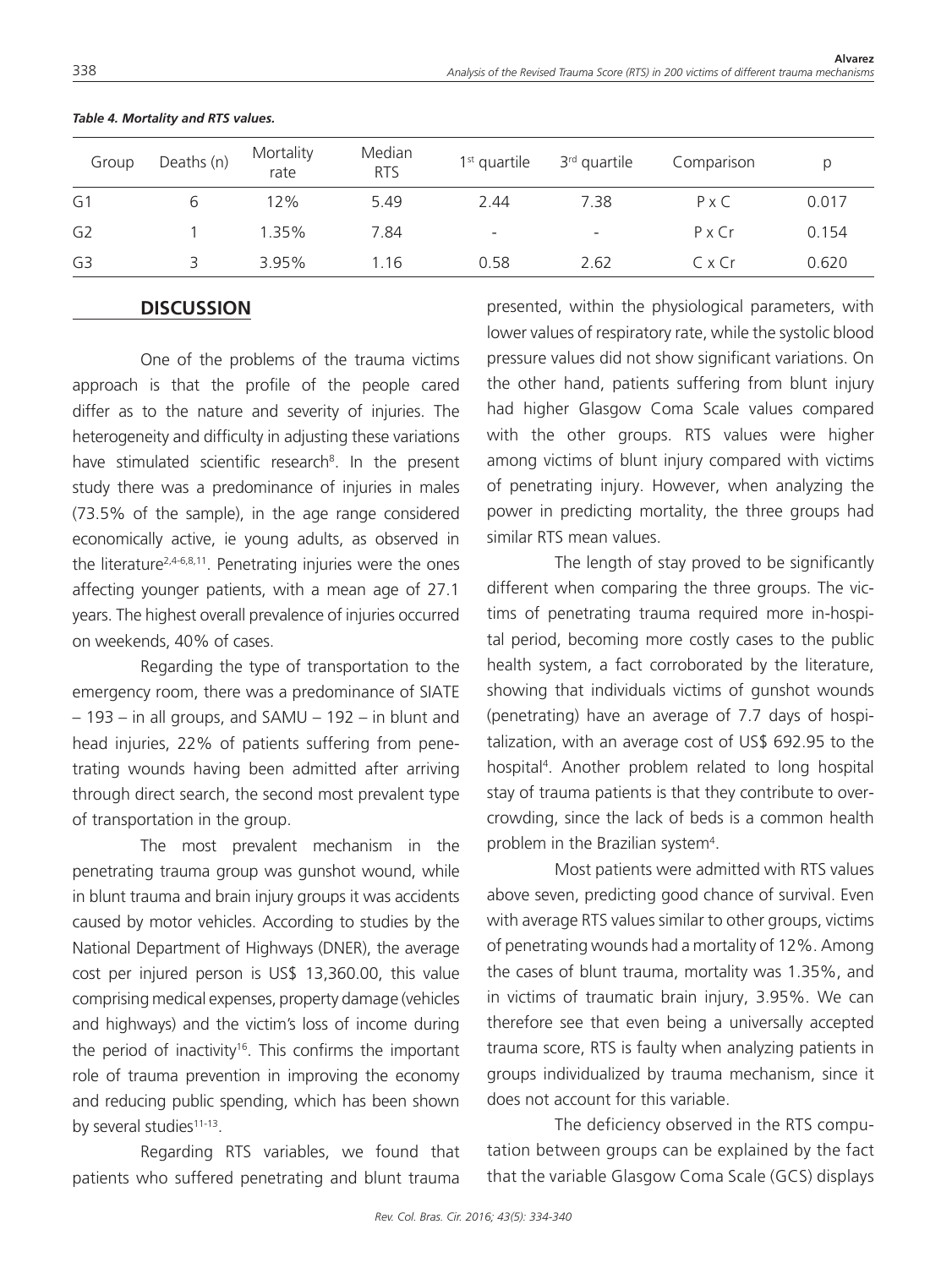*Table 4. Mortality and RTS values.*

| Group | Deaths (n) | Mortality rate | Median RTS | 1st quartile | 3rd quartile | Comparison | p |
|---|---|---|---|---|---|---|---|
| G1 | 6 | 12% | 5.49 | 2.44 | 7.38 | P x C | 0.017 |
| G2 | 1 | 1.35% | 7.84 | - | - | P x Cr | 0.154 |
| G3 | 3 | 3.95% | 1.16 | 0.58 | 2.62 | C x Cr | 0.620 |

## DISCUSSION

One of the problems of the trauma victims approach is that the profile of the people cared differ as to the nature and severity of injuries. The heterogeneity and difficulty in adjusting these variations have stimulated scientific research[8]. In the present study there was a predominance of injuries in males (73.5% of the sample), in the age range considered economically active, ie young adults, as observed in the literature[2,4-6,8,11]. Penetrating injuries were the ones affecting younger patients, with a mean age of 27.1 years. The highest overall prevalence of injuries occurred on weekends, 40% of cases.

Regarding the type of transportation to the emergency room, there was a predominance of SIATE – 193 – in all groups, and SAMU – 192 – in blunt and head injuries, 22% of patients suffering from penetrating wounds having been admitted after arriving through direct search, the second most prevalent type of transportation in the group.

The most prevalent mechanism in the penetrating trauma group was gunshot wound, while in blunt trauma and brain injury groups it was accidents caused by motor vehicles. According to studies by the National Department of Highways (DNER), the average cost per injured person is US$ 13,360.00, this value comprising medical expenses, property damage (vehicles and highways) and the victim's loss of income during the period of inactivity[16]. This confirms the important role of trauma prevention in improving the economy and reducing public spending, which has been shown by several studies[11-13].

Regarding RTS variables, we found that patients who suffered penetrating and blunt trauma presented, within the physiological parameters, with lower values of respiratory rate, while the systolic blood pressure values did not show significant variations. On the other hand, patients suffering from blunt injury had higher Glasgow Coma Scale values compared with the other groups. RTS values were higher among victims of blunt injury compared with victims of penetrating injury. However, when analyzing the power in predicting mortality, the three groups had similar RTS mean values.

The length of stay proved to be significantly different when comparing the three groups. The victims of penetrating trauma required more in-hospital period, becoming more costly cases to the public health system, a fact corroborated by the literature, showing that individuals victims of gunshot wounds (penetrating) have an average of 7.7 days of hospitalization, with an average cost of US$ 692.95 to the hospital[4]. Another problem related to long hospital stay of trauma patients is that they contribute to overcrowding, since the lack of beds is a common health problem in the Brazilian system[4].

Most patients were admitted with RTS values above seven, predicting good chance of survival. Even with average RTS values similar to other groups, victims of penetrating wounds had a mortality of 12%. Among the cases of blunt trauma, mortality was 1.35%, and in victims of traumatic brain injury, 3.95%. We can therefore see that even being a universally accepted trauma score, RTS is faulty when analyzing patients in groups individualized by trauma mechanism, since it does not account for this variable.

The deficiency observed in the RTS computation between groups can be explained by the fact that the variable Glasgow Coma Scale (GCS) displays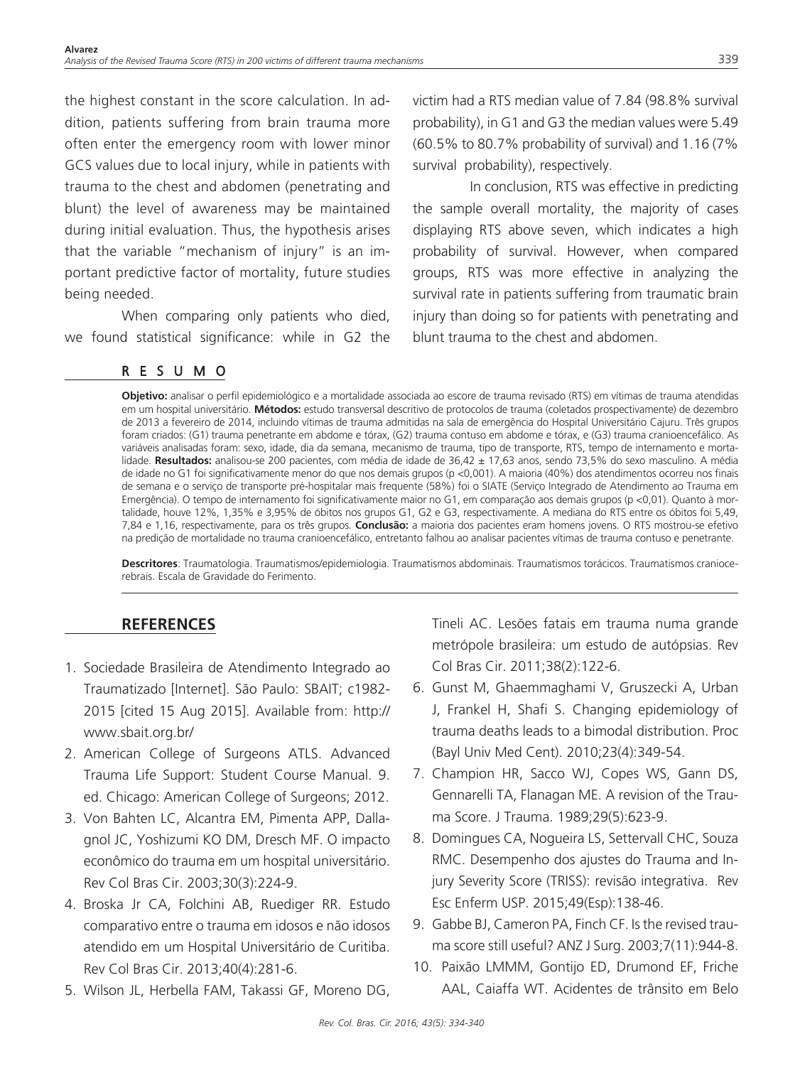the highest constant in the score calculation. In addition, patients suffering from brain trauma more often enter the emergency room with lower minor GCS values due to local injury, while in patients with trauma to the chest and abdomen (penetrating and blunt) the level of awareness may be maintained during initial evaluation. Thus, the hypothesis arises that the variable "mechanism of injury" is an important predictive factor of mortality, future studies being needed.

When comparing only patients who died, we found statistical significance: while in G2 the victim had a RTS median value of 7.84 (98.8% survival probability), in G1 and G3 the median values were 5.49 (60.5% to 80.7% probability of survival) and 1.16 (7% survival probability), respectively.

In conclusion, RTS was effective in predicting the sample overall mortality, the majority of cases displaying RTS above seven, which indicates a high probability of survival. However, when compared groups, RTS was more effective in analyzing the survival rate in patients suffering from traumatic brain injury than doing so for patients with penetrating and blunt trauma to the chest and abdomen.

## RESUMO

**Objetivo:** analisar o perfil epidemiológico e a mortalidade associada ao escore de trauma revisado (RTS) em vítimas de trauma atendidas em um hospital universitário. **Métodos:** estudo transversal descritivo de protocolos de trauma (coletados prospectivamente) de dezembro de 2013 a fevereiro de 2014, incluindo vítimas de trauma admitidas na sala de emergência do Hospital Universitário Cajuru. Três grupos foram criados: (G1) trauma penetrante em abdome e tórax, (G2) trauma contuso em abdome e tórax, e (G3) trauma cranioencefálico. As variáveis analisadas foram: sexo, idade, dia da semana, mecanismo de trauma, tipo de transporte, RTS, tempo de internamento e mortalidade. **Resultados:** analisou-se 200 pacientes, com média de idade de 36,42 ± 17,63 anos, sendo 73,5% do sexo masculino. A média de idade no G1 foi significativamente menor do que nos demais grupos (p <0,001). A maioria (40%) dos atendimentos ocorreu nos finais de semana e o serviço de transporte pré-hospitalar mais frequente (58%) foi o SIATE (Serviço Integrado de Atendimento ao Trauma em Emergência). O tempo de internamento foi significativamente maior no G1, em comparação aos demais grupos (p <0,01). Quanto à mortalidade, houve 12%, 1,35% e 3,95% de óbitos nos grupos G1, G2 e G3, respectivamente. A mediana do RTS entre os óbitos foi 5,49, 7,84 e 1,16, respectivamente, para os três grupos. **Conclusão:** a maioria dos pacientes eram homens jovens. O RTS mostrou-se efetivo na predição de mortalidade no trauma cranioencefálico, entretanto falhou ao analisar pacientes vítimas de trauma contuso e penetrante.

**Descritores**: Traumatologia. Traumatismos/epidemiologia. Traumatismos abdominais. Traumatismos torácicos. Traumatismos craniocerebrais. Escala de Gravidade do Ferimento.

## REFERENCES

1. Sociedade Brasileira de Atendimento Integrado ao Traumatizado [Internet]. São Paulo: SBAIT; c1982-2015 [cited 15 Aug 2015]. Available from: http://www.sbait.org.br/
2. American College of Surgeons ATLS. Advanced Trauma Life Support: Student Course Manual. 9. ed. Chicago: American College of Surgeons; 2012.
3. Von Bahten LC, Alcantra EM, Pimenta APP, Dallagnol JC, Yoshizumi KO DM, Dresch MF. O impacto econômico do trauma em um hospital universitário. Rev Col Bras Cir. 2003;30(3):224-9.
4. Broska Jr CA, Folchini AB, Ruediger RR. Estudo comparativo entre o trauma em idosos e não idosos atendido em um Hospital Universitário de Curitiba. Rev Col Bras Cir. 2013;40(4):281-6.
5. Wilson JL, Herbella FAM, Takassi GF, Moreno DG, Tineli AC. Lesões fatais em trauma numa grande metrópole brasileira: um estudo de autópsias. Rev Col Bras Cir. 2011;38(2):122-6.
6. Gunst M, Ghaemmaghami V, Gruszecki A, Urban J, Frankel H, Shafi S. Changing epidemiology of trauma deaths leads to a bimodal distribution. Proc (Bayl Univ Med Cent). 2010;23(4):349-54.
7. Champion HR, Sacco WJ, Copes WS, Gann DS, Gennarelli TA, Flanagan ME. A revision of the Trauma Score. J Trauma. 1989;29(5):623-9.
8. Domingues CA, Nogueira LS, Settervall CHC, Souza RMC. Desempenho dos ajustes do Trauma and Injury Severity Score (TRISS): revisão integrativa. Rev Esc Enferm USP. 2015;49(Esp):138-46.
9. Gabbe BJ, Cameron PA, Finch CF. Is the revised trauma score still useful? ANZ J Surg. 2003;7(11):944-8.
10. Paixão LMMM, Gontijo ED, Drumond EF, Friche AAL, Caiaffa WT. Acidentes de trânsito em Belo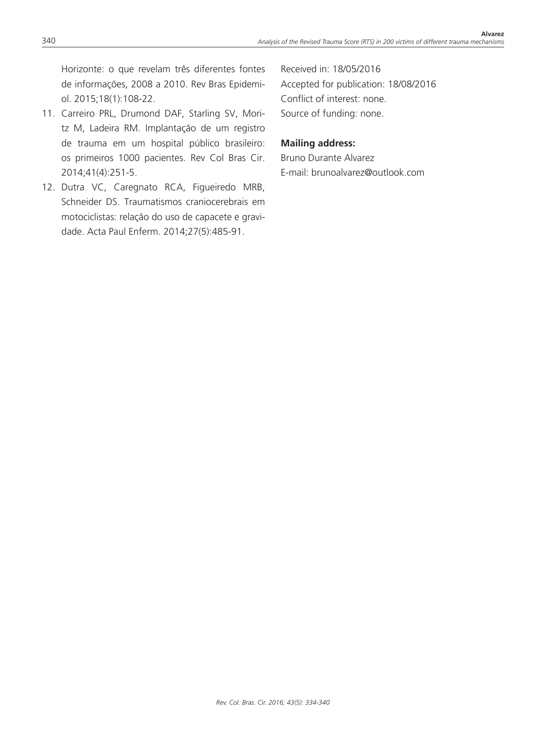Horizonte: o que revelam três diferentes fontes de informações, 2008 a 2010. Rev Bras Epidemiol. 2015;18(1):108-22.

11. Carreiro PRL, Drumond DAF, Starling SV, Moritz M, Ladeira RM. Implantação de um registro de trauma em um hospital público brasileiro: os primeiros 1000 pacientes. Rev Col Bras Cir. 2014;41(4):251-5.
12. Dutra VC, Caregnato RCA, Figueiredo MRB, Schneider DS. Traumatismos craniocerebrais em motociclistas: relação do uso de capacete e gravidade. Acta Paul Enferm. 2014;27(5):485-91.

Received in: 18/05/2016
Accepted for publication: 18/08/2016
Conflict of interest: none.
Source of funding: none.

**Mailing address:**
Bruno Durante Alvarez
E-mail: brunoalvarez@outlook.com